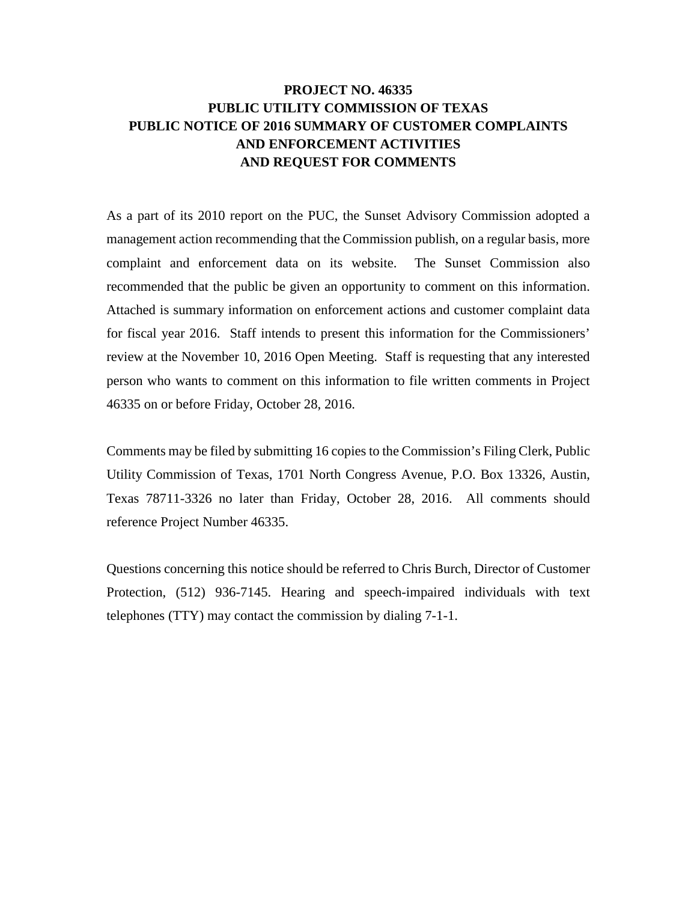# PROJECT NO. 46335
# PUBLIC UTILITY COMMISSION OF TEXAS
# PUBLIC NOTICE OF 2016 SUMMARY OF CUSTOMER COMPLAINTS AND ENFORCEMENT ACTIVITIES AND REQUEST FOR COMMENTS

As a part of its 2010 report on the PUC, the Sunset Advisory Commission adopted a management action recommending that the Commission publish, on a regular basis, more complaint and enforcement data on its website. The Sunset Commission also recommended that the public be given an opportunity to comment on this information. Attached is summary information on enforcement actions and customer complaint data for fiscal year 2016. Staff intends to present this information for the Commissioners' review at the November 10, 2016 Open Meeting. Staff is requesting that any interested person who wants to comment on this information to file written comments in Project 46335 on or before Friday, October 28, 2016.

Comments may be filed by submitting 16 copies to the Commission's Filing Clerk, Public Utility Commission of Texas, 1701 North Congress Avenue, P.O. Box 13326, Austin, Texas 78711-3326 no later than Friday, October 28, 2016. All comments should reference Project Number 46335.

Questions concerning this notice should be referred to Chris Burch, Director of Customer Protection, (512) 936-7145. Hearing and speech-impaired individuals with text telephones (TTY) may contact the commission by dialing 7-1-1.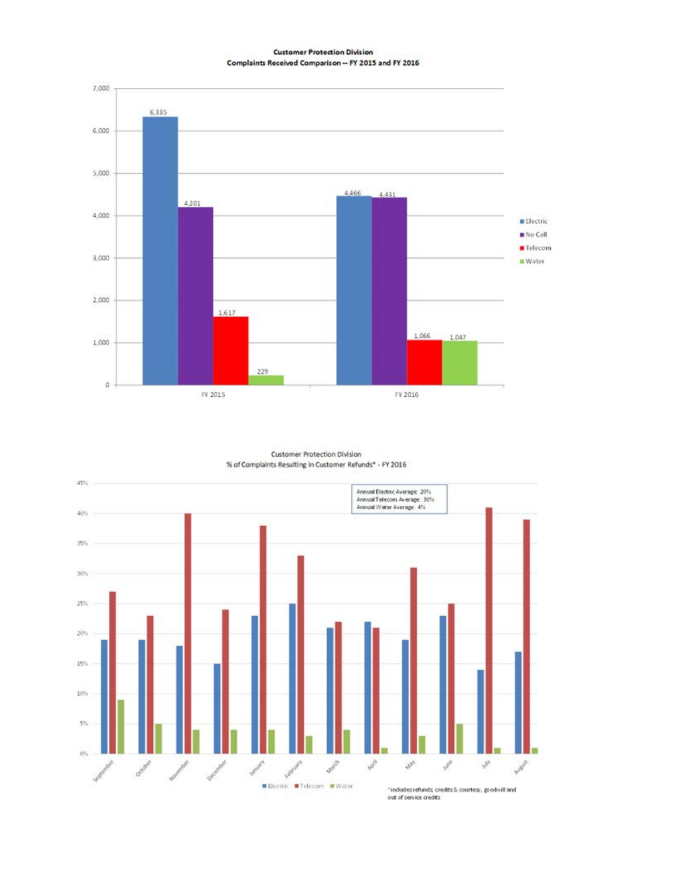**Customer Protection Division**
**Complaints Received Comparison -- FY 2015 and FY 2016**

| | Electric | No Call | Telecom | Water |
|---|---|---|---|---|
| FY 2015 | 6,335 | 4,201 | 1,617 | 229 |
| FY 2016 | 4,466 | 4,431 | 1,066 | 1,047 |

Customer Protection Division
% of Complaints Resulting in Customer Refunds* - FY 2016

Annual Electric Average: 20%
Annual Telecom Average: 30%
Annual Water Average: 4%

| Month | Electric | Telecom | Water |
|---|---|---|---|
| September | 19% | 27% | 9% |
| October | 19% | 23% | 5% |
| November | 18% | 40% | 4% |
| December | 15% | 24% | 4% |
| January | 23% | 38% | 4% |
| February | 25% | 33% | 3% |
| March | 21% | 22% | 4% |
| April | 22% | 21% | 1% |
| May | 19% | 31% | 3% |
| June | 23% | 25% | 5% |
| July | 14% | 41% | 1% |
| August | 17% | 39% | 1% |

*includes refunds, credits & courtesy, goodwill and out of service credits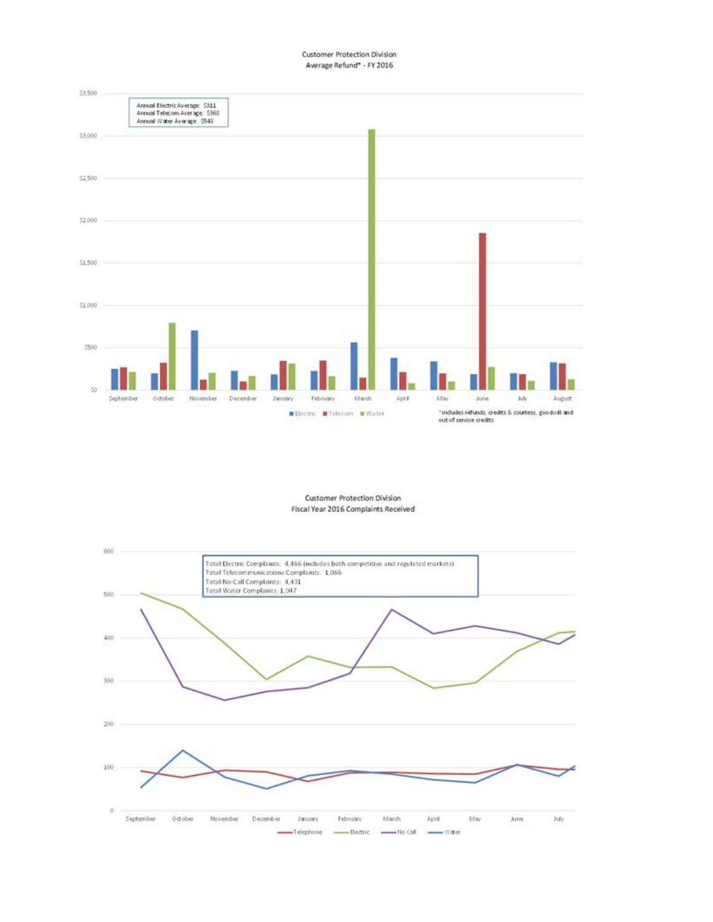## Customer Protection Division
## Average Refund* - FY 2016

Annual Electric Average: $311
Annual Telecom Average: $360
Annual Water Average: $548

Electric | Telecom | Water

*includes refunds, credits & courtesy, goodwill and out of service credits

## Customer Protection Division
## Fiscal Year 2016 Complaints Received

Total Electric Complaints: 4,466 (includes both competitive and regulated markets)
Total Telecommunications Complaints: 1,066
Total No-Call Complaints: 4,431
Total Water Complaints: 1,047

Telephone | Electric | No Call | Water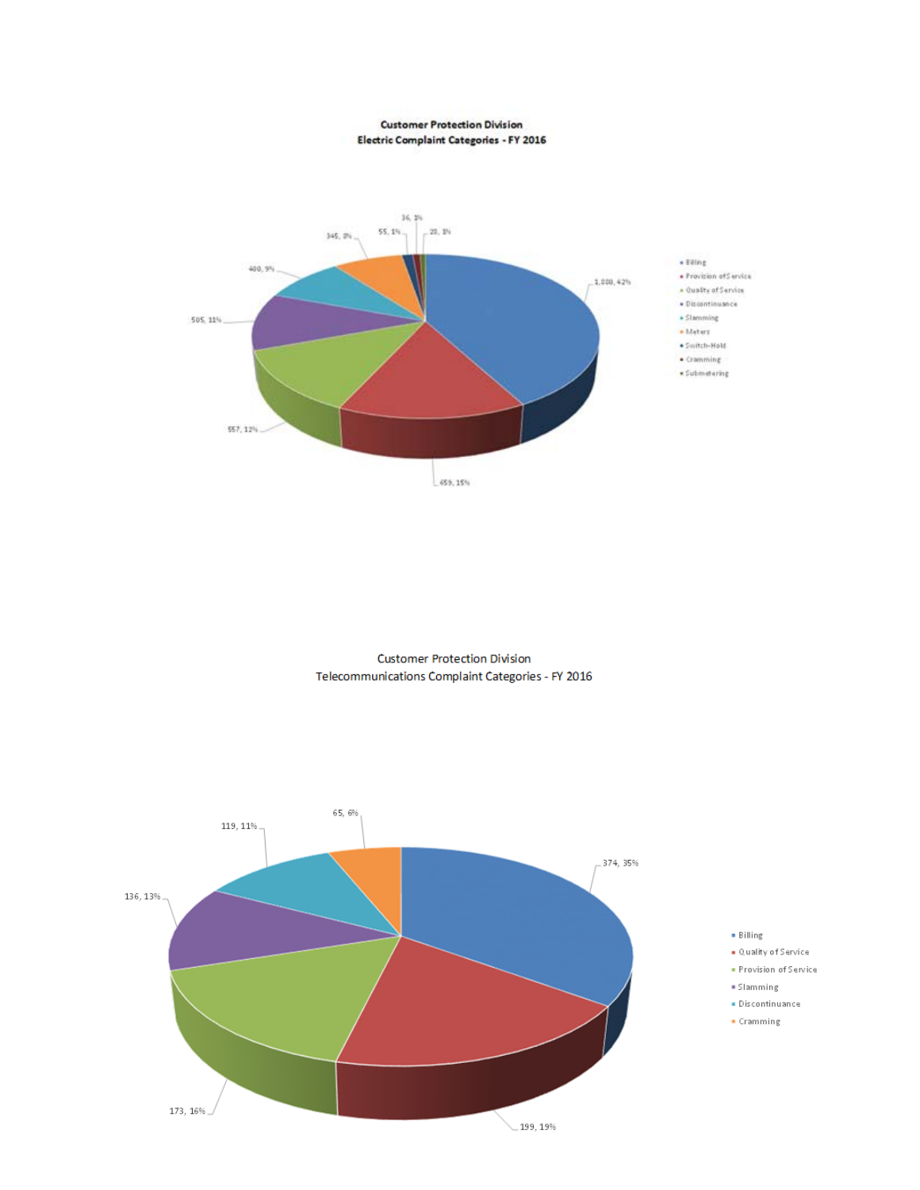**Customer Protection Division**
**Electric Complaint Categories - FY 2016**

| Category | Count | Percent |
|---|---|---|
| Billing | 1,880 | 42% |
| Provision of Service | 659 | 15% |
| Quality of Service | 557 | 12% |
| Discontinuance | 505 | 11% |
| Slamming | 400 | 9% |
| Meters | 345 | 8% |
| Switch-Hold | 55 | 1% |
| Cramming | 36 | 1% |
| Submetering | 28 | 1% |

Customer Protection Division
Telecommunications Complaint Categories - FY 2016

| Category | Count | Percent |
|---|---|---|
| Billing | 374 | 35% |
| Quality of Service | 199 | 19% |
| Provision of Service | 173 | 16% |
| Slamming | 136 | 13% |
| Discontinuance | 119 | 11% |
| Cramming | 65 | 6% |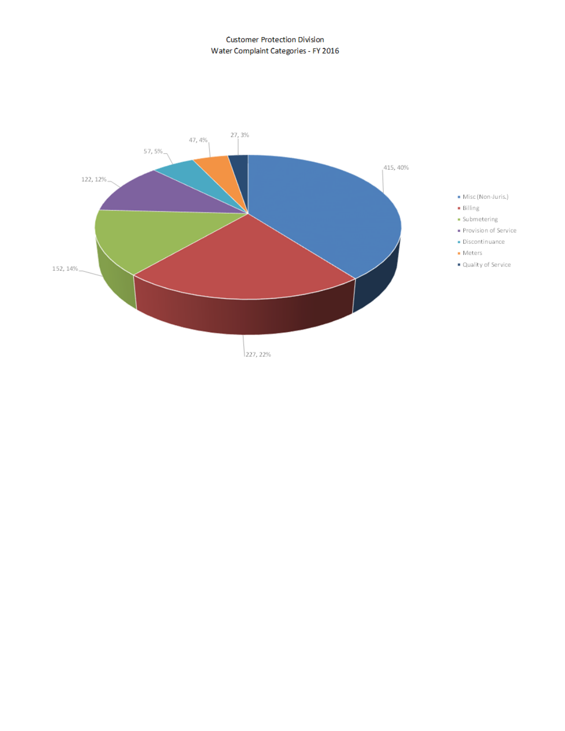Customer Protection Division
Water Complaint Categories - FY 2016

| Category | Count | Percent |
| --- | --- | --- |
| Misc (Non-Juris.) | 415 | 40% |
| Billing | 227 | 22% |
| Submetering | 152 | 14% |
| Provision of Service | 122 | 12% |
| Discontinuance | 57 | 5% |
| Meters | 47 | 4% |
| Quality of Service | 27 | 3% |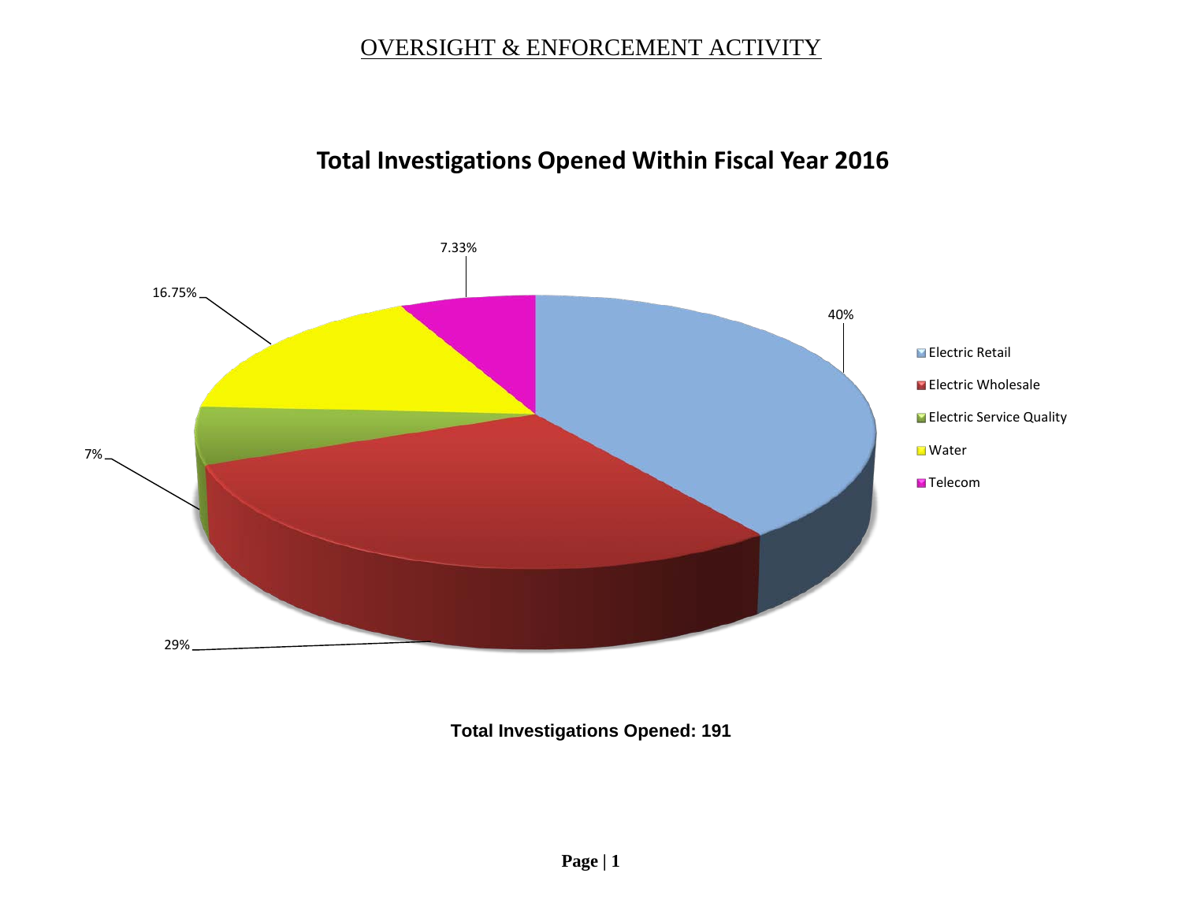# OVERSIGHT & ENFORCEMENT ACTIVITY

## Total Investigations Opened Within Fiscal Year 2016

| Category | Percentage |
| --- | --- |
| Electric Retail | 40% |
| Electric Wholesale | 29% |
| Electric Service Quality | 7% |
| Water | 16.75% |
| Telecom | 7.33% |

**Total Investigations Opened: 191**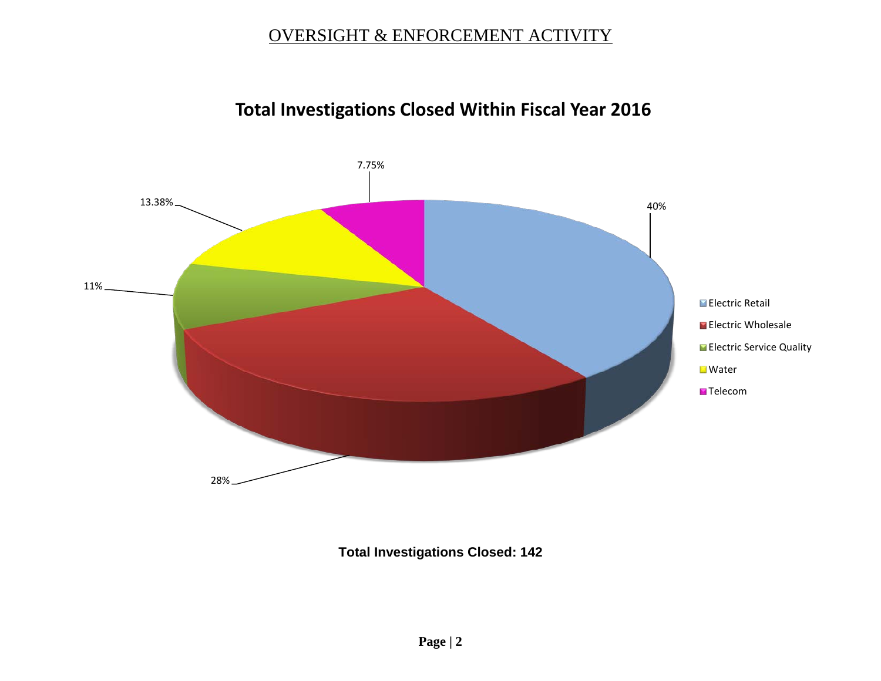OVERSIGHT & ENFORCEMENT ACTIVITY

## Total Investigations Closed Within Fiscal Year 2016

| Category | Percentage |
| --- | --- |
| Electric Retail | 40% |
| Electric Wholesale | 28% |
| Electric Service Quality | 11% |
| Water | 13.38% |
| Telecom | 7.75% |

**Total Investigations Closed: 142**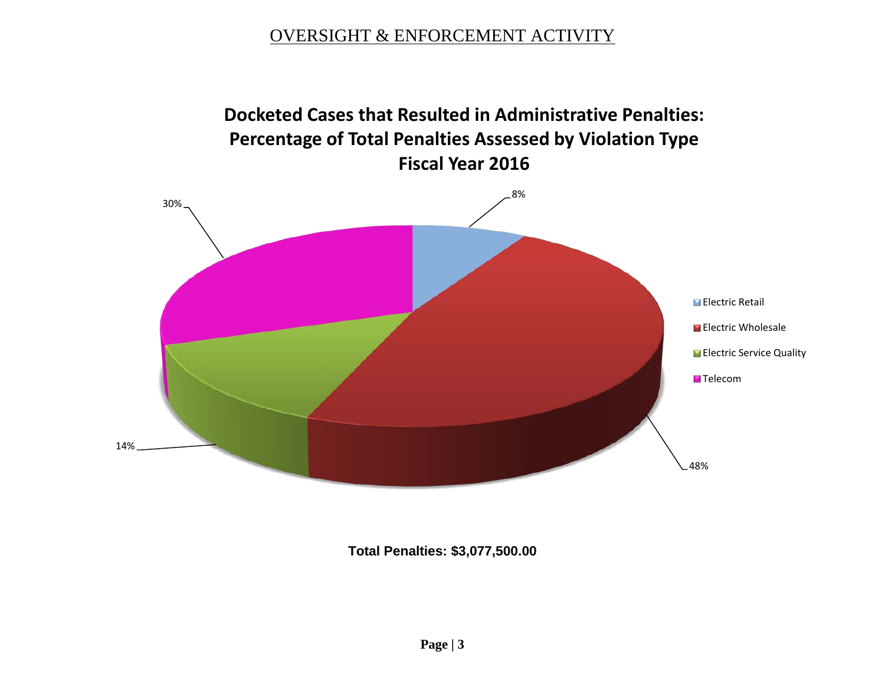# OVERSIGHT & ENFORCEMENT ACTIVITY

## Docketed Cases that Resulted in Administrative Penalties: Percentage of Total Penalties Assessed by Violation Type Fiscal Year 2016

| Violation Type | Percentage |
| --- | --- |
| Electric Retail | 8% |
| Electric Wholesale | 48% |
| Electric Service Quality | 14% |
| Telecom | 30% |

**Total Penalties: $3,077,500.00**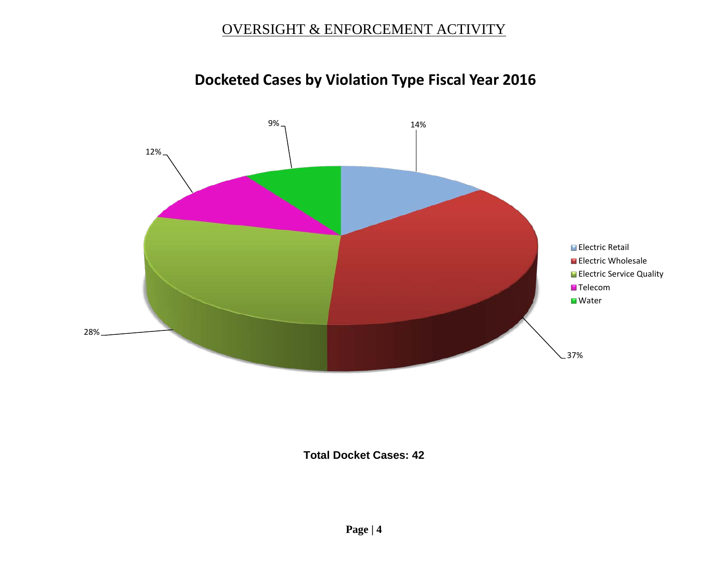# OVERSIGHT & ENFORCEMENT ACTIVITY

## Docketed Cases by Violation Type Fiscal Year 2016

| Violation Type | Percentage |
| --- | --- |
| Electric Retail | 14% |
| Electric Wholesale | 37% |
| Electric Service Quality | 28% |
| Telecom | 12% |
| Water | 9% |

**Total Docket Cases: 42**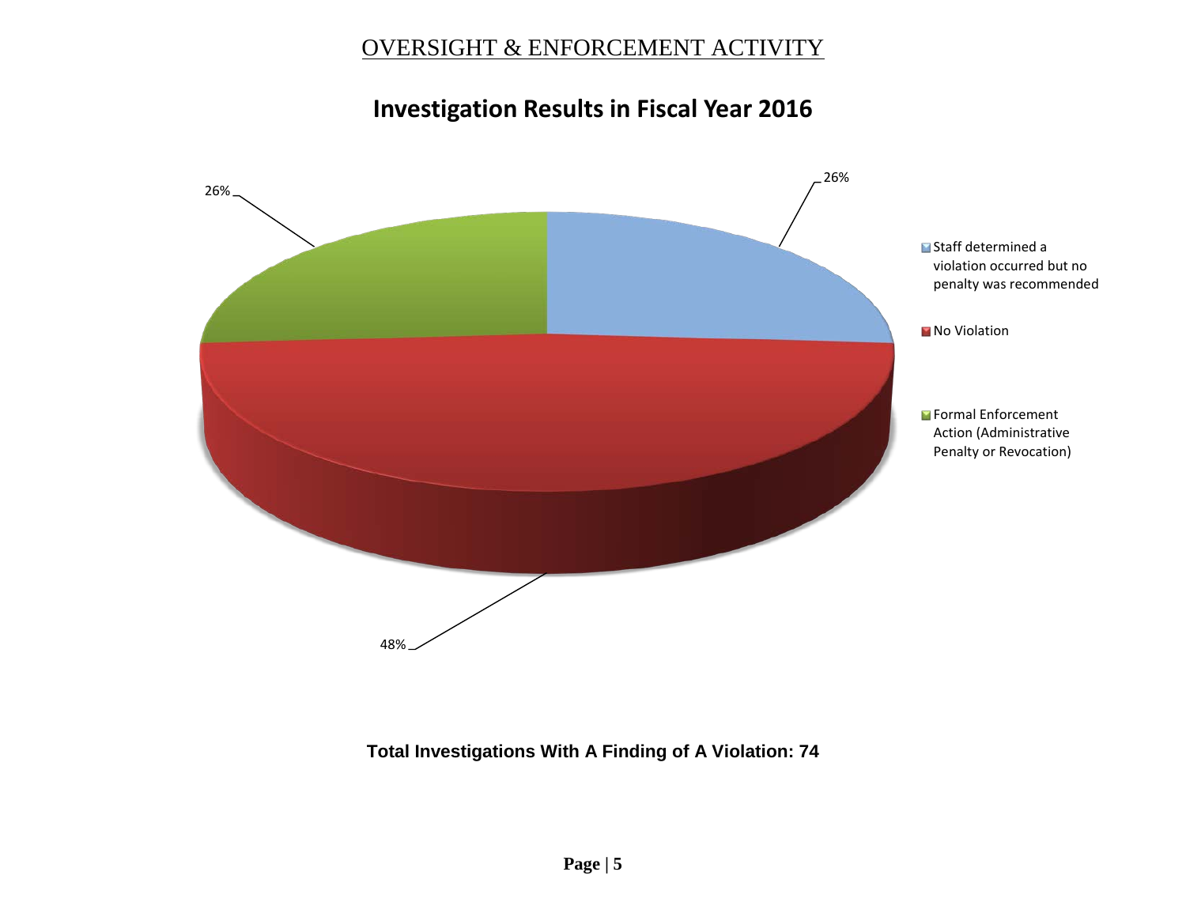## OVERSIGHT & ENFORCEMENT ACTIVITY

### Investigation Results in Fiscal Year 2016

| Category | Percentage |
| --- | --- |
| Staff determined a violation occurred but no penalty was recommended | 26% |
| No Violation | 48% |
| Formal Enforcement Action (Administrative Penalty or Revocation) | 26% |

**Total Investigations With A Finding of A Violation: 74**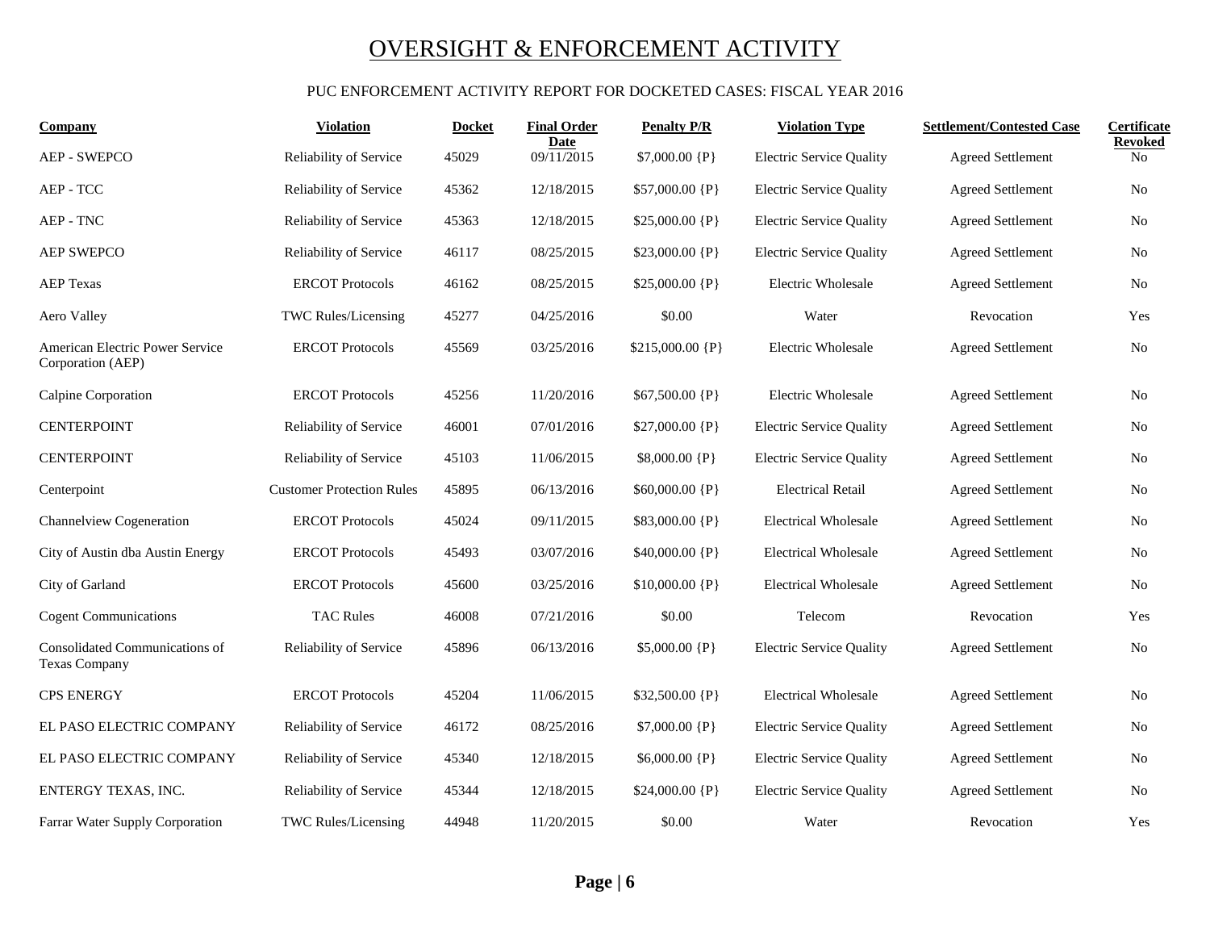# OVERSIGHT & ENFORCEMENT ACTIVITY

PUC ENFORCEMENT ACTIVITY REPORT FOR DOCKETED CASES: FISCAL YEAR 2016

| Company | Violation | Docket | Final Order Date | Penalty P/R | Violation Type | Settlement/Contested Case | Certificate Revoked |
|---|---|---|---|---|---|---|---|
| AEP - SWEPCO | Reliability of Service | 45029 | 09/11/2015 | $7,000.00 {P} | Electric Service Quality | Agreed Settlement | No |
| AEP - TCC | Reliability of Service | 45362 | 12/18/2015 | $57,000.00 {P} | Electric Service Quality | Agreed Settlement | No |
| AEP - TNC | Reliability of Service | 45363 | 12/18/2015 | $25,000.00 {P} | Electric Service Quality | Agreed Settlement | No |
| AEP SWEPCO | Reliability of Service | 46117 | 08/25/2015 | $23,000.00 {P} | Electric Service Quality | Agreed Settlement | No |
| AEP Texas | ERCOT Protocols | 46162 | 08/25/2015 | $25,000.00 {P} | Electric Wholesale | Agreed Settlement | No |
| Aero Valley | TWC Rules/Licensing | 45277 | 04/25/2016 | $0.00 | Water | Revocation | Yes |
| American Electric Power Service Corporation (AEP) | ERCOT Protocols | 45569 | 03/25/2016 | $215,000.00 {P} | Electric Wholesale | Agreed Settlement | No |
| Calpine Corporation | ERCOT Protocols | 45256 | 11/20/2016 | $67,500.00 {P} | Electric Wholesale | Agreed Settlement | No |
| CENTERPOINT | Reliability of Service | 46001 | 07/01/2016 | $27,000.00 {P} | Electric Service Quality | Agreed Settlement | No |
| CENTERPOINT | Reliability of Service | 45103 | 11/06/2015 | $8,000.00 {P} | Electric Service Quality | Agreed Settlement | No |
| Centerpoint | Customer Protection Rules | 45895 | 06/13/2016 | $60,000.00 {P} | Electrical Retail | Agreed Settlement | No |
| Channelview Cogeneration | ERCOT Protocols | 45024 | 09/11/2015 | $83,000.00 {P} | Electrical Wholesale | Agreed Settlement | No |
| City of Austin dba Austin Energy | ERCOT Protocols | 45493 | 03/07/2016 | $40,000.00 {P} | Electrical Wholesale | Agreed Settlement | No |
| City of Garland | ERCOT Protocols | 45600 | 03/25/2016 | $10,000.00 {P} | Electrical Wholesale | Agreed Settlement | No |
| Cogent Communications | TAC Rules | 46008 | 07/21/2016 | $0.00 | Telecom | Revocation | Yes |
| Consolidated Communications of Texas Company | Reliability of Service | 45896 | 06/13/2016 | $5,000.00 {P} | Electric Service Quality | Agreed Settlement | No |
| CPS ENERGY | ERCOT Protocols | 45204 | 11/06/2015 | $32,500.00 {P} | Electrical Wholesale | Agreed Settlement | No |
| EL PASO ELECTRIC COMPANY | Reliability of Service | 46172 | 08/25/2016 | $7,000.00 {P} | Electric Service Quality | Agreed Settlement | No |
| EL PASO ELECTRIC COMPANY | Reliability of Service | 45340 | 12/18/2015 | $6,000.00 {P} | Electric Service Quality | Agreed Settlement | No |
| ENTERGY TEXAS, INC. | Reliability of Service | 45344 | 12/18/2015 | $24,000.00 {P} | Electric Service Quality | Agreed Settlement | No |
| Farrar Water Supply Corporation | TWC Rules/Licensing | 44948 | 11/20/2015 | $0.00 | Water | Revocation | Yes |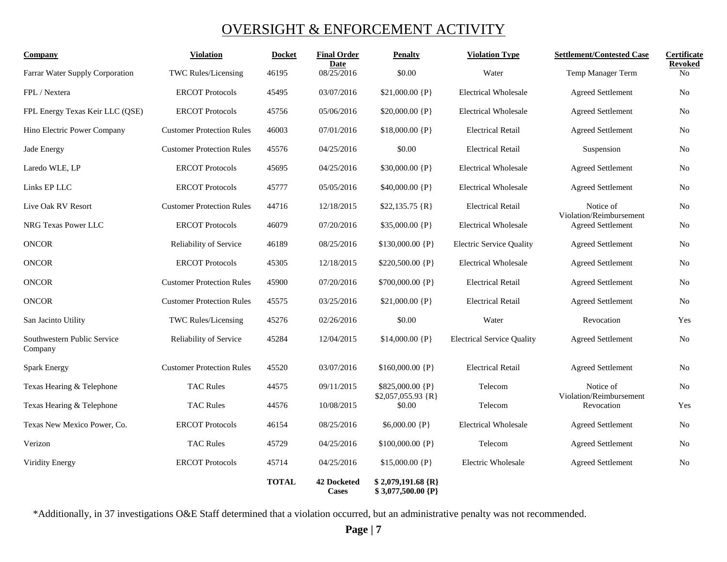# OVERSIGHT & ENFORCEMENT ACTIVITY

| Company | Violation | Docket | Final Order Date | Penalty | Violation Type | Settlement/Contested Case | Certificate Revoked |
|---|---|---|---|---|---|---|---|
| Farrar Water Supply Corporation | TWC Rules/Licensing | 46195 | 08/25/2016 | $0.00 | Water | Temp Manager Term | No |
| FPL / Nextera | ERCOT Protocols | 45495 | 03/07/2016 | $21,000.00 {P} | Electrical Wholesale | Agreed Settlement | No |
| FPL Energy Texas Keir LLC (QSE) | ERCOT Protocols | 45756 | 05/06/2016 | $20,000.00 {P} | Electrical Wholesale | Agreed Settlement | No |
| Hino Electric Power Company | Customer Protection Rules | 46003 | 07/01/2016 | $18,000.00 {P} | Electrical Retail | Agreed Settlement | No |
| Jade Energy | Customer Protection Rules | 45576 | 04/25/2016 | $0.00 | Electrical Retail | Suspension | No |
| Laredo WLE, LP | ERCOT Protocols | 45695 | 04/25/2016 | $30,000.00 {P} | Electrical Wholesale | Agreed Settlement | No |
| Links EP LLC | ERCOT Protocols | 45777 | 05/05/2016 | $40,000.00 {P} | Electrical Wholesale | Agreed Settlement | No |
| Live Oak RV Resort | Customer Protection Rules | 44716 | 12/18/2015 | $22,135.75 {R} | Electrical Retail | Notice of Violation/Reimbursement | No |
| NRG Texas Power LLC | ERCOT Protocols | 46079 | 07/20/2016 | $35,000.00 {P} | Electrical Wholesale | Agreed Settlement | No |
| ONCOR | Reliability of Service | 46189 | 08/25/2016 | $130,000.00 {P} | Electric Service Quality | Agreed Settlement | No |
| ONCOR | ERCOT Protocols | 45305 | 12/18/2015 | $220,500.00 {P} | Electrical Wholesale | Agreed Settlement | No |
| ONCOR | Customer Protection Rules | 45900 | 07/20/2016 | $700,000.00 {P} | Electrical Retail | Agreed Settlement | No |
| ONCOR | Customer Protection Rules | 45575 | 03/25/2016 | $21,000.00 {P} | Electrical Retail | Agreed Settlement | No |
| San Jacinto Utility | TWC Rules/Licensing | 45276 | 02/26/2016 | $0.00 | Water | Revocation | Yes |
| Southwestern Public Service Company | Reliability of Service | 45284 | 12/04/2015 | $14,000.00 {P} | Electrical Service Quality | Agreed Settlement | No |
| Spark Energy | Customer Protection Rules | 45520 | 03/07/2016 | $160,000.00 {P} | Electrical Retail | Agreed Settlement | No |
| Texas Hearing & Telephone | TAC Rules | 44575 | 09/11/2015 | $825,000.00 {P} $2,057,055.93 {R} | Telecom | Notice of Violation/Reimbursement | No |
| Texas Hearing & Telephone | TAC Rules | 44576 | 10/08/2015 | $0.00 | Telecom | Revocation | Yes |
| Texas New Mexico Power, Co. | ERCOT Protocols | 46154 | 08/25/2016 | $6,000.00 {P} | Electrical Wholesale | Agreed Settlement | No |
| Verizon | TAC Rules | 45729 | 04/25/2016 | $100,000.00 {P} | Telecom | Agreed Settlement | No |
| Viridity Energy | ERCOT Protocols | 45714 | 04/25/2016 | $15,000.00 {P} | Electric Wholesale | Agreed Settlement | No |
| | | **TOTAL** | **42 Docketed Cases** | **$ 2,079,191.68 {R} $ 3,077,500.00 {P}** | | | |

*Additionally, in 37 investigations O&E Staff determined that a violation occurred, but an administrative penalty was not recommended.